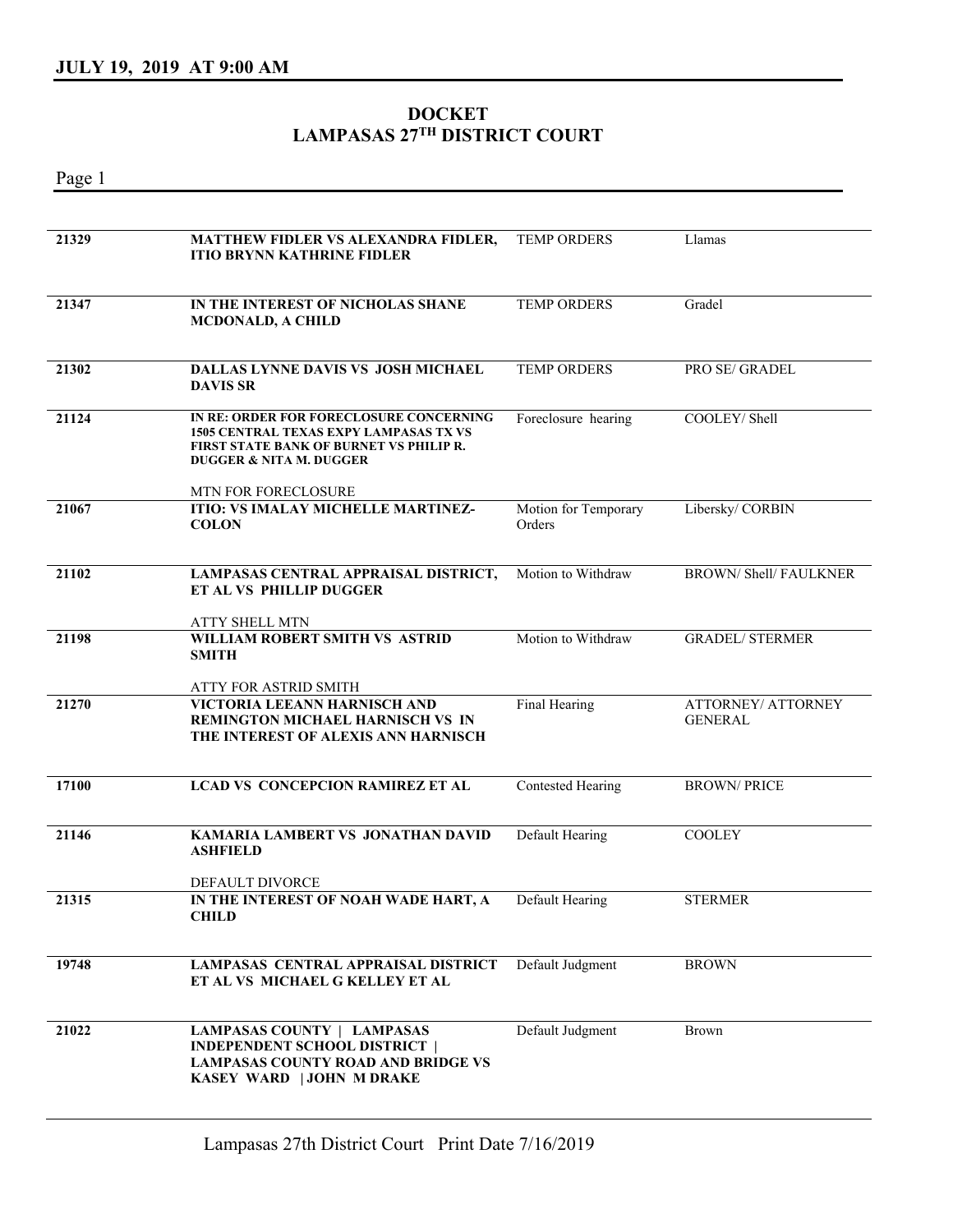**JULY 19, 2019 AT 9:00 AM**

# DOCKET
# LAMPASAS 27TH DISTRICT COURT

| | | | |
|---|---|---|---|
| 21329 | **MATTHEW FIDLER VS ALEXANDRA FIDLER, ITIO BRYNN KATHRINE FIDLER** | TEMP ORDERS | Llamas |
| 21347 | **IN THE INTEREST OF NICHOLAS SHANE MCDONALD, A CHILD** | TEMP ORDERS | Gradel |
| 21302 | **DALLAS LYNNE DAVIS VS JOSH MICHAEL DAVIS SR** | TEMP ORDERS | PRO SE/ GRADEL |
| 21124 | **IN RE: ORDER FOR FORECLOSURE CONCERNING 1505 CENTRAL TEXAS EXPY LAMPASAS TX VS FIRST STATE BANK OF BURNET VS PHILIP R. DUGGER & NITA M. DUGGER**<br>MTN FOR FORECLOSURE | Foreclosure hearing | COOLEY/ Shell |
| 21067 | **ITIO: VS IMALAY MICHELLE MARTINEZ-COLON** | Motion for Temporary Orders | Libersky/ CORBIN |
| 21102 | **LAMPASAS CENTRAL APPRAISAL DISTRICT, ET AL VS PHILLIP DUGGER**<br>ATTY SHELL MTN | Motion to Withdraw | BROWN/ Shell/ FAULKNER |
| 21198 | **WILLIAM ROBERT SMITH VS ASTRID SMITH**<br>ATTY FOR ASTRID SMITH | Motion to Withdraw | GRADEL/ STERMER |
| 21270 | **VICTORIA LEEANN HARNISCH AND REMINGTON MICHAEL HARNISCH VS IN THE INTEREST OF ALEXIS ANN HARNISCH** | Final Hearing | ATTORNEY/ ATTORNEY GENERAL |
| 17100 | **LCAD VS CONCEPCION RAMIREZ ET AL** | Contested Hearing | BROWN/ PRICE |
| 21146 | **KAMARIA LAMBERT VS JONATHAN DAVID ASHFIELD**<br>DEFAULT DIVORCE | Default Hearing | COOLEY |
| 21315 | **IN THE INTEREST OF NOAH WADE HART, A CHILD** | Default Hearing | STERMER |
| 19748 | **LAMPASAS CENTRAL APPRAISAL DISTRICT ET AL VS MICHAEL G KELLEY ET AL** | Default Judgment | BROWN |
| 21022 | **LAMPASAS COUNTY \| LAMPASAS INDEPENDENT SCHOOL DISTRICT \| LAMPASAS COUNTY ROAD AND BRIDGE VS KASEY WARD \| JOHN M DRAKE** | Default Judgment | Brown |

Lampasas 27th District Court Print Date 7/16/2019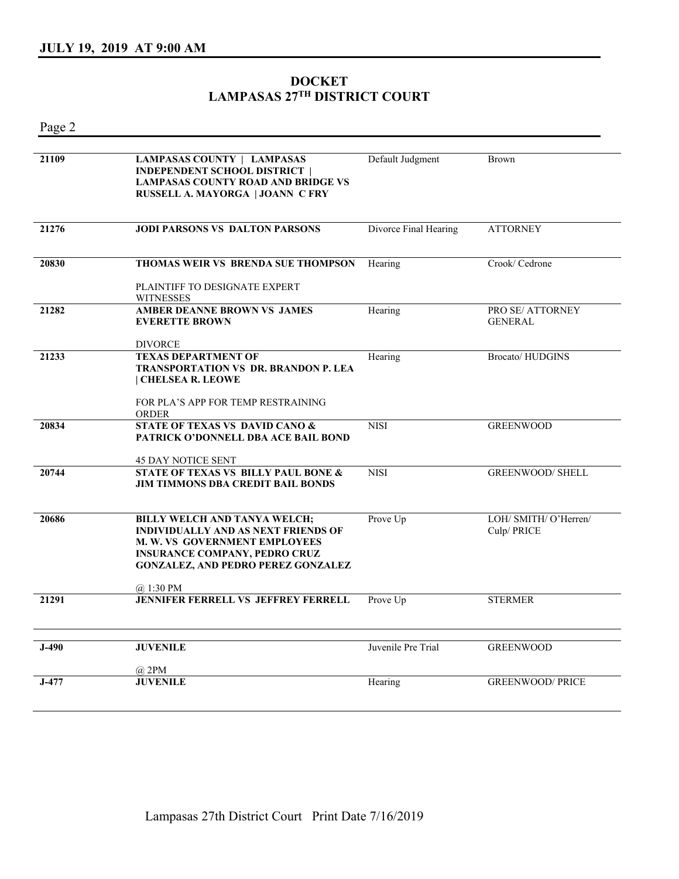## JULY 19, 2019 AT 9:00 AM

# DOCKET
# LAMPASAS 27TH DISTRICT COURT

| | | | |
|---|---|---|---|
| 21109 | **LAMPASAS COUNTY \| LAMPASAS INDEPENDENT SCHOOL DISTRICT \| LAMPASAS COUNTY ROAD AND BRIDGE VS RUSSELL A. MAYORGA \| JOANN C FRY** | Default Judgment | Brown |
| 21276 | **JODI PARSONS VS DALTON PARSONS** | Divorce Final Hearing | ATTORNEY |
| 20830 | **THOMAS WEIR VS BRENDA SUE THOMPSON**<br><br>PLAINTIFF TO DESIGNATE EXPERT WITNESSES | Hearing | Crook/ Cedrone |
| 21282 | **AMBER DEANNE BROWN VS JAMES EVERETTE BROWN**<br><br>DIVORCE | Hearing | PRO SE/ ATTORNEY GENERAL |
| 21233 | **TEXAS DEPARTMENT OF TRANSPORTATION VS DR. BRANDON P. LEA \| CHELSEA R. LEOWE**<br><br>FOR PLA'S APP FOR TEMP RESTRAINING ORDER | Hearing | Brocato/ HUDGINS |
| 20834 | **STATE OF TEXAS VS DAVID CANO & PATRICK O'DONNELL DBA ACE BAIL BOND**<br><br>45 DAY NOTICE SENT | NISI | GREENWOOD |
| 20744 | **STATE OF TEXAS VS BILLY PAUL BONE & JIM TIMMONS DBA CREDIT BAIL BONDS** | NISI | GREENWOOD/ SHELL |
| 20686 | **BILLY WELCH AND TANYA WELCH; INDIVIDUALLY AND AS NEXT FRIENDS OF M. W. VS GOVERNMENT EMPLOYEES INSURANCE COMPANY, PEDRO CRUZ GONZALEZ, AND PEDRO PEREZ GONZALEZ**<br><br>@ 1:30 PM | Prove Up | LOH/ SMITH/ O'Herren/ Culp/ PRICE |
| 21291 | **JENNIFER FERRELL VS JEFFREY FERRELL** | Prove Up | STERMER |
| J-490 | **JUVENILE**<br><br>@ 2PM | Juvenile Pre Trial | GREENWOOD |
| J-477 | **JUVENILE** | Hearing | GREENWOOD/ PRICE |

Lampasas 27th District Court Print Date 7/16/2019